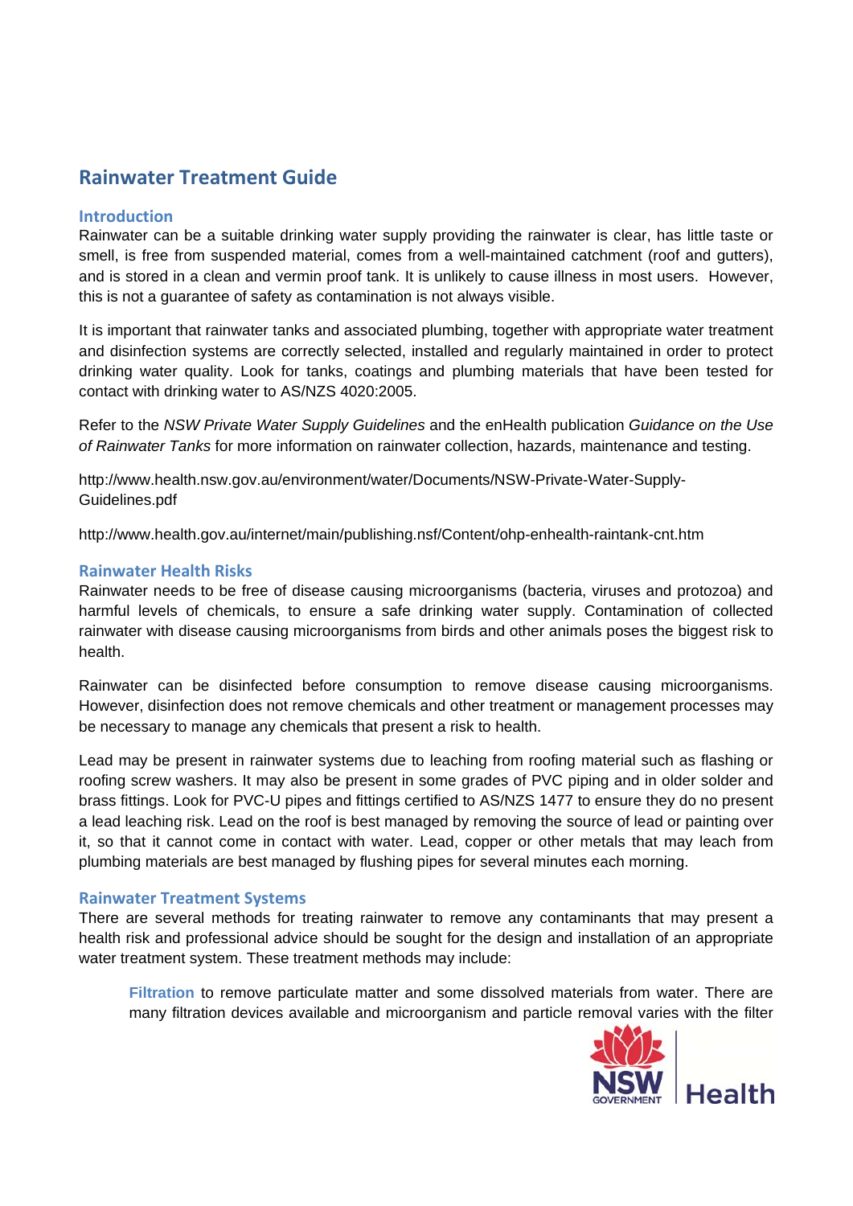# Rainwater Treatment Guide

## Introduction

Rainwater can be a suitable drinking water supply providing the rainwater is clear, has little taste or smell, is free from suspended material, comes from a well-maintained catchment (roof and gutters), and is stored in a clean and vermin proof tank. It is unlikely to cause illness in most users. However, this is not a guarantee of safety as contamination is not always visible.

It is important that rainwater tanks and associated plumbing, together with appropriate water treatment and disinfection systems are correctly selected, installed and regularly maintained in order to protect drinking water quality. Look for tanks, coatings and plumbing materials that have been tested for contact with drinking water to AS/NZS 4020:2005.

Refer to the *NSW Private Water Supply Guidelines* and the enHealth publication *Guidance on the Use of Rainwater Tanks* for more information on rainwater collection, hazards, maintenance and testing.

http://www.health.nsw.gov.au/environment/water/Documents/NSW-Private-Water-Supply-Guidelines.pdf

http://www.health.gov.au/internet/main/publishing.nsf/Content/ohp-enhealth-raintank-cnt.htm

## Rainwater Health Risks

Rainwater needs to be free of disease causing microorganisms (bacteria, viruses and protozoa) and harmful levels of chemicals, to ensure a safe drinking water supply. Contamination of collected rainwater with disease causing microorganisms from birds and other animals poses the biggest risk to health.

Rainwater can be disinfected before consumption to remove disease causing microorganisms. However, disinfection does not remove chemicals and other treatment or management processes may be necessary to manage any chemicals that present a risk to health.

Lead may be present in rainwater systems due to leaching from roofing material such as flashing or roofing screw washers. It may also be present in some grades of PVC piping and in older solder and brass fittings. Look for PVC-U pipes and fittings certified to AS/NZS 1477 to ensure they do no present a lead leaching risk. Lead on the roof is best managed by removing the source of lead or painting over it, so that it cannot come in contact with water. Lead, copper or other metals that may leach from plumbing materials are best managed by flushing pipes for several minutes each morning.

## Rainwater Treatment Systems

There are several methods for treating rainwater to remove any contaminants that may present a health risk and professional advice should be sought for the design and installation of an appropriate water treatment system. These treatment methods may include:

> **Filtration** to remove particulate matter and some dissolved materials from water. There are many filtration devices available and microorganism and particle removal varies with the filter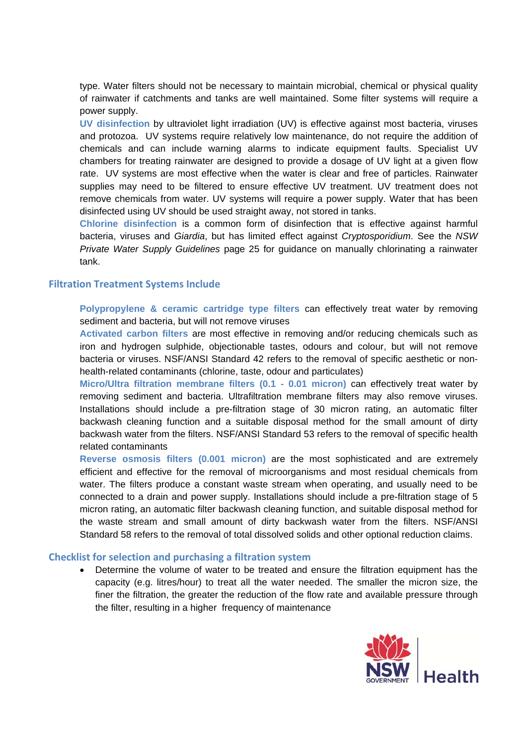type. Water filters should not be necessary to maintain microbial, chemical or physical quality of rainwater if catchments and tanks are well maintained. Some filter systems will require a power supply.

**UV disinfection** by ultraviolet light irradiation (UV) is effective against most bacteria, viruses and protozoa. UV systems require relatively low maintenance, do not require the addition of chemicals and can include warning alarms to indicate equipment faults. Specialist UV chambers for treating rainwater are designed to provide a dosage of UV light at a given flow rate. UV systems are most effective when the water is clear and free of particles. Rainwater supplies may need to be filtered to ensure effective UV treatment. UV treatment does not remove chemicals from water. UV systems will require a power supply. Water that has been disinfected using UV should be used straight away, not stored in tanks.

**Chlorine disinfection** is a common form of disinfection that is effective against harmful bacteria, viruses and *Giardia*, but has limited effect against *Cryptosporidium*. See the *NSW Private Water Supply Guidelines* page 25 for guidance on manually chlorinating a rainwater tank.

## Filtration Treatment Systems Include

**Polypropylene & ceramic cartridge type filters** can effectively treat water by removing sediment and bacteria, but will not remove viruses

**Activated carbon filters** are most effective in removing and/or reducing chemicals such as iron and hydrogen sulphide, objectionable tastes, odours and colour, but will not remove bacteria or viruses. NSF/ANSI Standard 42 refers to the removal of specific aesthetic or non-health-related contaminants (chlorine, taste, odour and particulates)

**Micro/Ultra filtration membrane filters (0.1 - 0.01 micron)** can effectively treat water by removing sediment and bacteria. Ultrafiltration membrane filters may also remove viruses. Installations should include a pre-filtration stage of 30 micron rating, an automatic filter backwash cleaning function and a suitable disposal method for the small amount of dirty backwash water from the filters. NSF/ANSI Standard 53 refers to the removal of specific health related contaminants

**Reverse osmosis filters (0.001 micron)** are the most sophisticated and are extremely efficient and effective for the removal of microorganisms and most residual chemicals from water. The filters produce a constant waste stream when operating, and usually need to be connected to a drain and power supply. Installations should include a pre-filtration stage of 5 micron rating, an automatic filter backwash cleaning function, and suitable disposal method for the waste stream and small amount of dirty backwash water from the filters. NSF/ANSI Standard 58 refers to the removal of total dissolved solids and other optional reduction claims.

## Checklist for selection and purchasing a filtration system

- Determine the volume of water to be treated and ensure the filtration equipment has the capacity (e.g. litres/hour) to treat all the water needed. The smaller the micron size, the finer the filtration, the greater the reduction of the flow rate and available pressure through the filter, resulting in a higher frequency of maintenance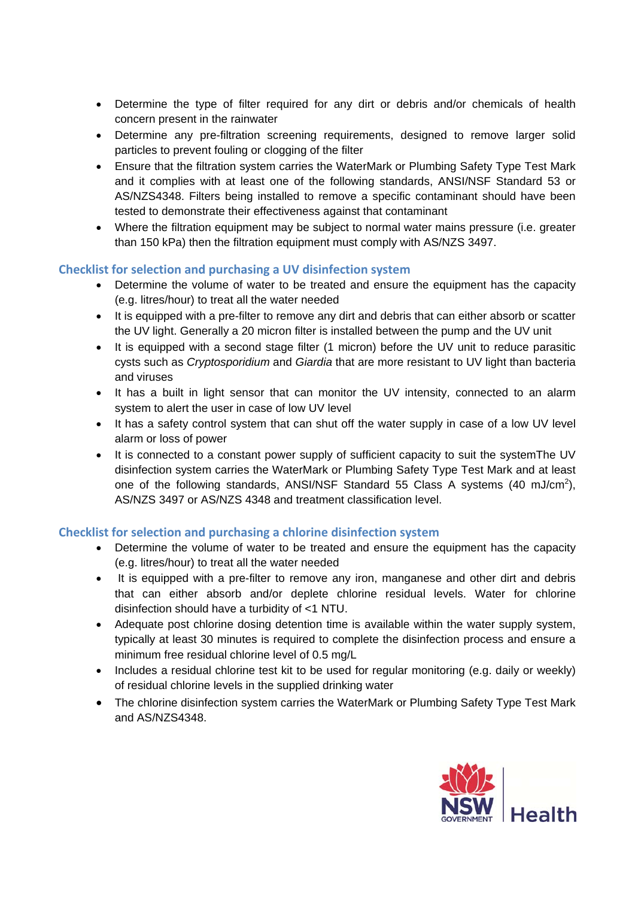- Determine the type of filter required for any dirt or debris and/or chemicals of health concern present in the rainwater
- Determine any pre-filtration screening requirements, designed to remove larger solid particles to prevent fouling or clogging of the filter
- Ensure that the filtration system carries the WaterMark or Plumbing Safety Type Test Mark and it complies with at least one of the following standards, ANSI/NSF Standard 53 or AS/NZS4348. Filters being installed to remove a specific contaminant should have been tested to demonstrate their effectiveness against that contaminant
- Where the filtration equipment may be subject to normal water mains pressure (i.e. greater than 150 kPa) then the filtration equipment must comply with AS/NZS 3497.

### Checklist for selection and purchasing a UV disinfection system

- Determine the volume of water to be treated and ensure the equipment has the capacity (e.g. litres/hour) to treat all the water needed
- It is equipped with a pre-filter to remove any dirt and debris that can either absorb or scatter the UV light. Generally a 20 micron filter is installed between the pump and the UV unit
- It is equipped with a second stage filter (1 micron) before the UV unit to reduce parasitic cysts such as *Cryptosporidium* and *Giardia* that are more resistant to UV light than bacteria and viruses
- It has a built in light sensor that can monitor the UV intensity, connected to an alarm system to alert the user in case of low UV level
- It has a safety control system that can shut off the water supply in case of a low UV level alarm or loss of power
- It is connected to a constant power supply of sufficient capacity to suit the systemThe UV disinfection system carries the WaterMark or Plumbing Safety Type Test Mark and at least one of the following standards, ANSI/NSF Standard 55 Class A systems (40 mJ/cm$^2$), AS/NZS 3497 or AS/NZS 4348 and treatment classification level.

### Checklist for selection and purchasing a chlorine disinfection system

- Determine the volume of water to be treated and ensure the equipment has the capacity (e.g. litres/hour) to treat all the water needed
- It is equipped with a pre-filter to remove any iron, manganese and other dirt and debris that can either absorb and/or deplete chlorine residual levels. Water for chlorine disinfection should have a turbidity of <1 NTU.
- Adequate post chlorine dosing detention time is available within the water supply system, typically at least 30 minutes is required to complete the disinfection process and ensure a minimum free residual chlorine level of 0.5 mg/L
- Includes a residual chlorine test kit to be used for regular monitoring (e.g. daily or weekly) of residual chlorine levels in the supplied drinking water
- The chlorine disinfection system carries the WaterMark or Plumbing Safety Type Test Mark and AS/NZS4348.